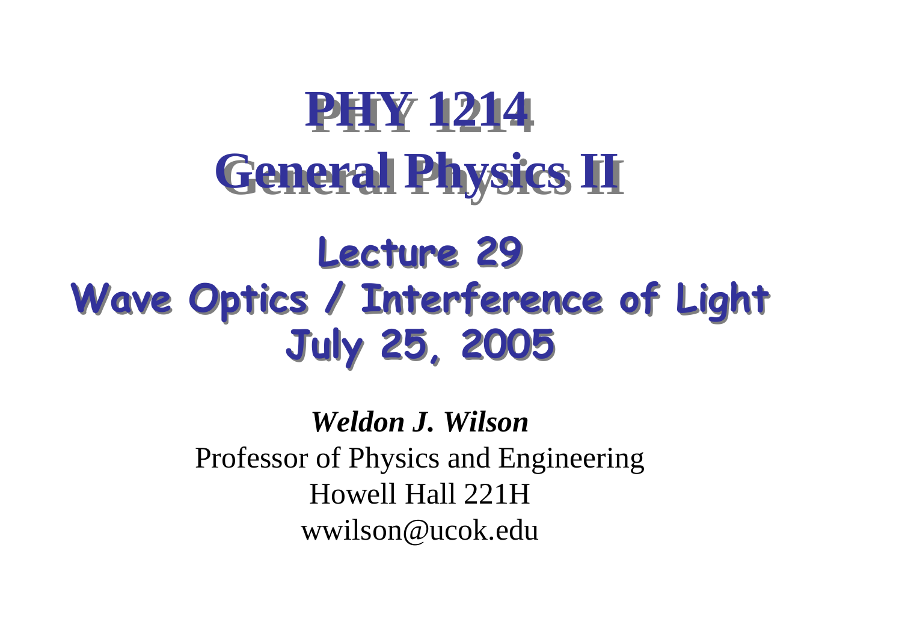# PHY 1214
# General Physics II

## Lecture 29
## Wave Optics / Interference of Light
## July 25, 2005

***Weldon J. Wilson***
Professor of Physics and Engineering
Howell Hall 221H
wwilson@ucok.edu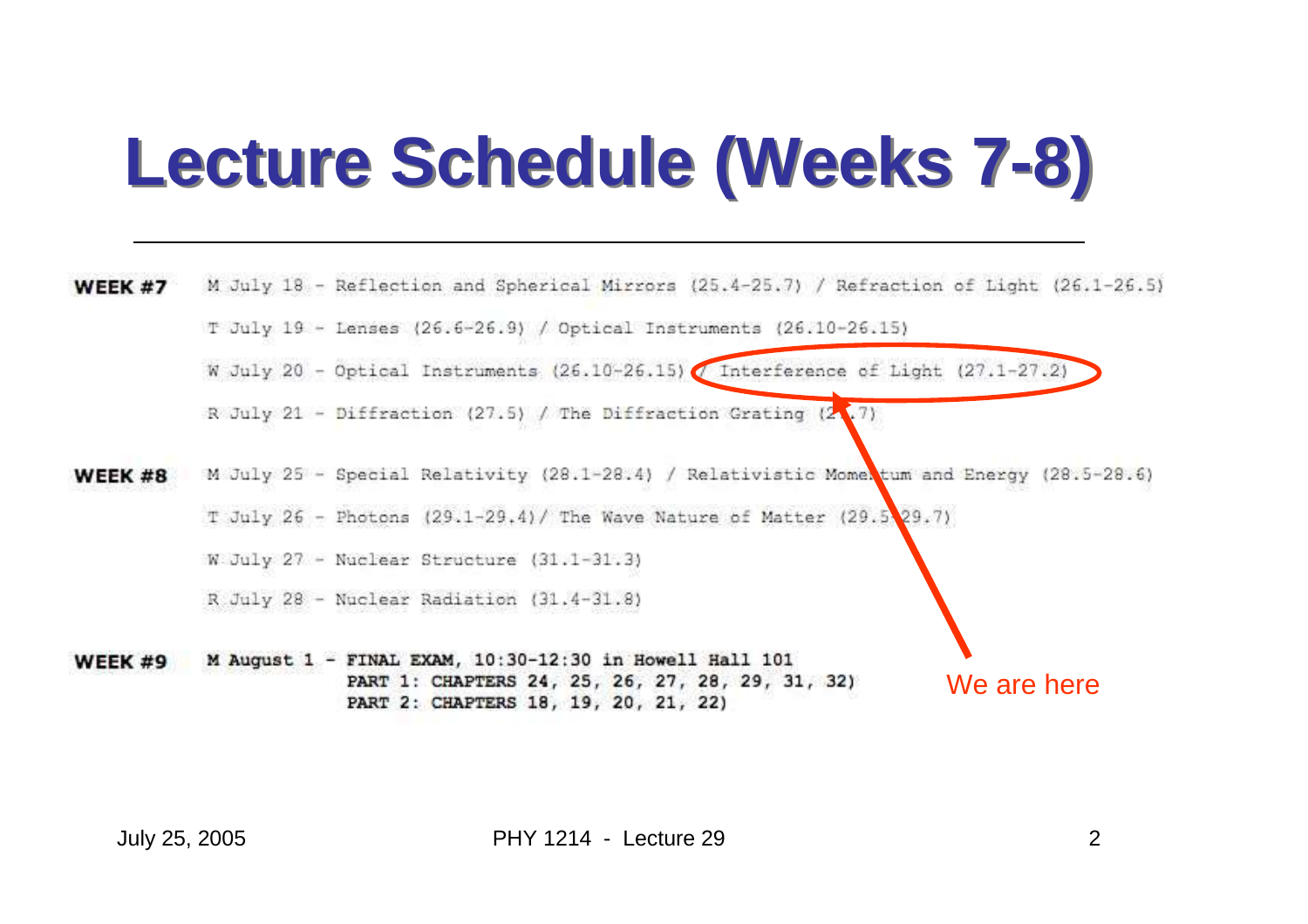# Lecture Schedule (Weeks 7-8)

**WEEK #7**

M July 18 - Reflection and Spherical Mirrors (25.4-25.7) / Refraction of Light (26.1-26.5)

T July 19 - Lenses (26.6-26.9) / Optical Instruments (26.10-26.15)

W July 20 - Optical Instruments (26.10-26.15) / Interference of Light (27.1-27.2)

R July 21 - Diffraction (27.5) / The Diffraction Grating (27.7)

**WEEK #8**

M July 25 - Special Relativity (28.1-28.4) / Relativistic Momentum and Energy (28.5-28.6)

T July 26 - Photons (29.1-29.4)/ The Wave Nature of Matter (29.5-29.7)

W July 27 - Nuclear Structure (31.1-31.3)

R July 28 - Nuclear Radiation (31.4-31.8)

**WEEK #9**

**M August 1 - FINAL EXAM, 10:30-12:30 in Howell Hall 101**
**PART 1: CHAPTERS 24, 25, 26, 27, 28, 29, 31, 32)**
**PART 2: CHAPTERS 18, 19, 20, 21, 22)**

We are here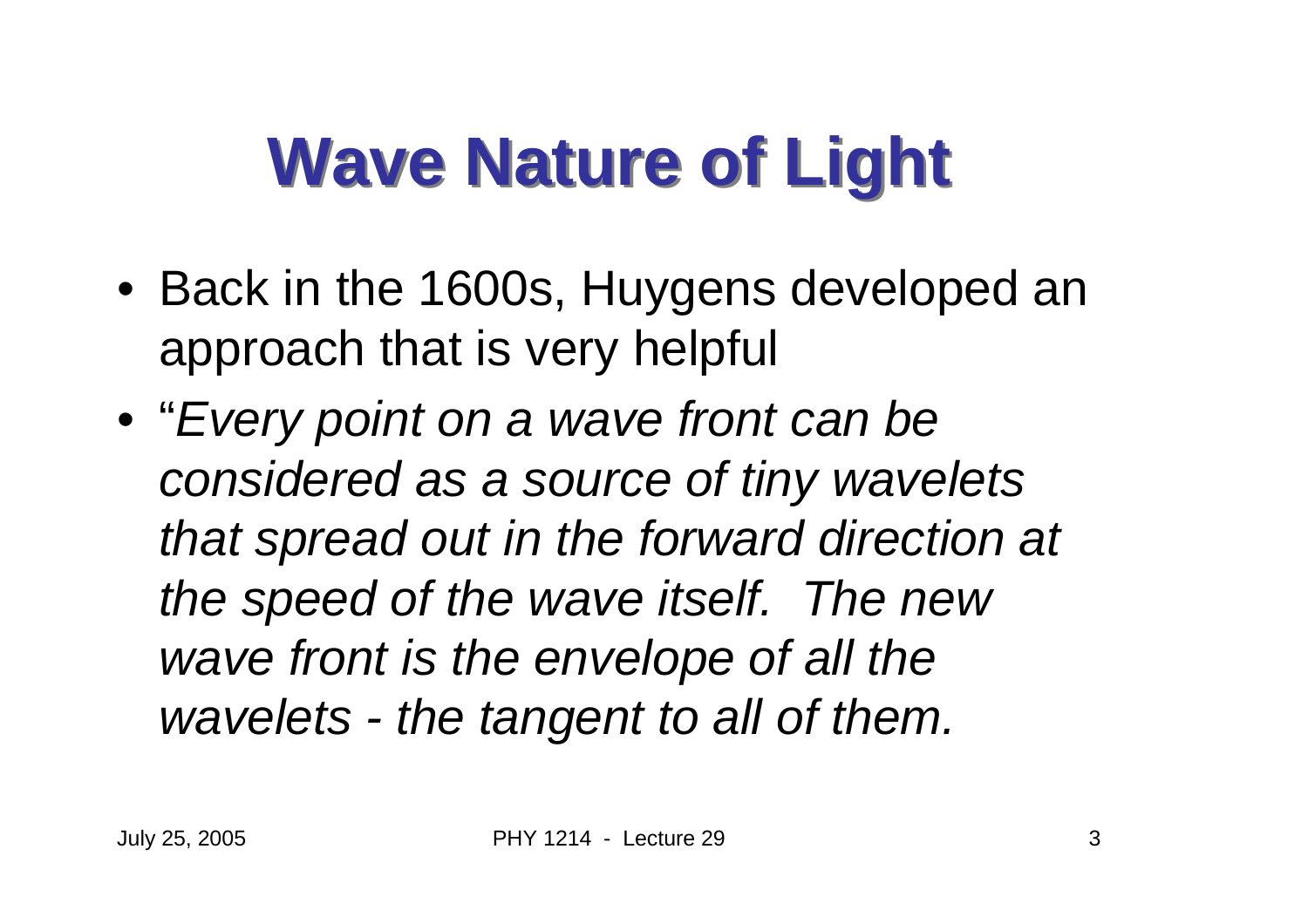# Wave Nature of Light

- Back in the 1600s, Huygens developed an approach that is very helpful
- "*Every point on a wave front can be considered as a source of tiny wavelets that spread out in the forward direction at the speed of the wave itself. The new wave front is the envelope of all the wavelets - the tangent to all of them.*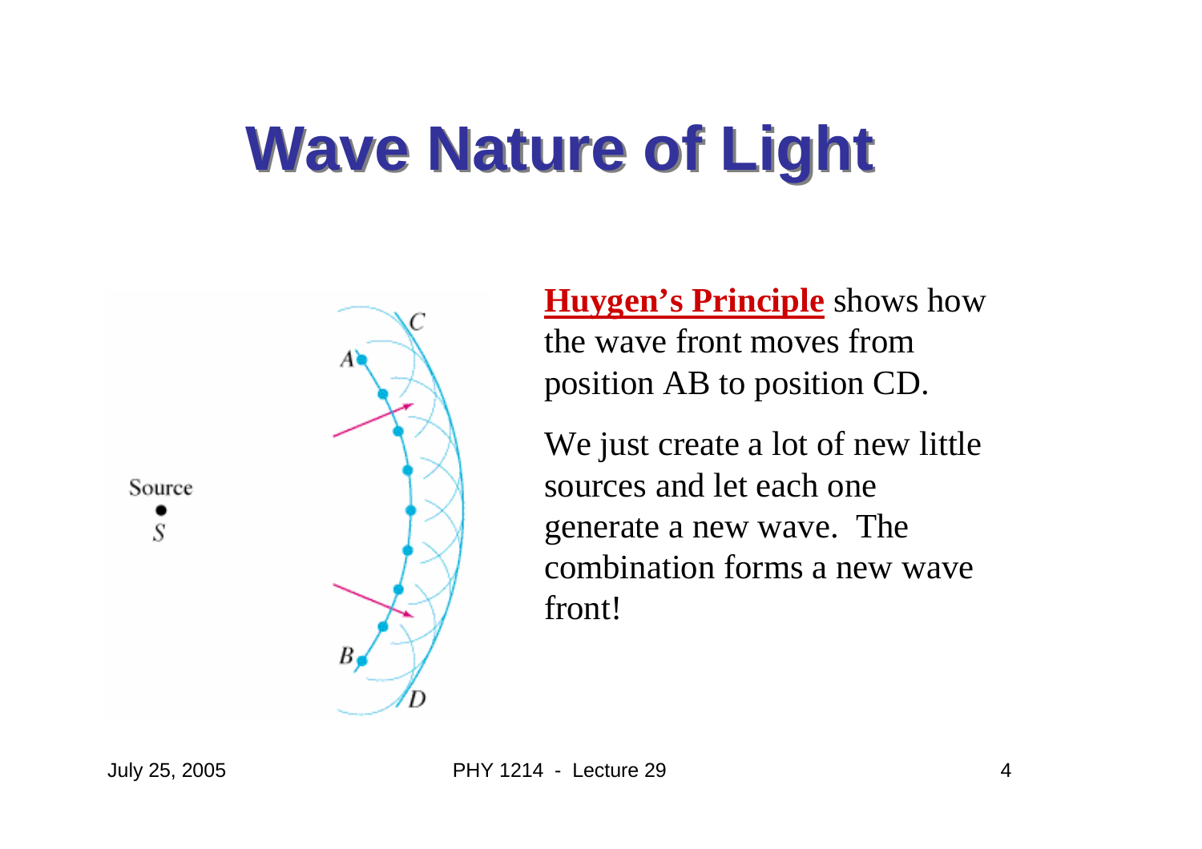# Wave Nature of Light

**Huygen's Principle** shows how the wave front moves from position AB to position CD.

We just create a lot of new little sources and let each one generate a new wave. The combination forms a new wave front!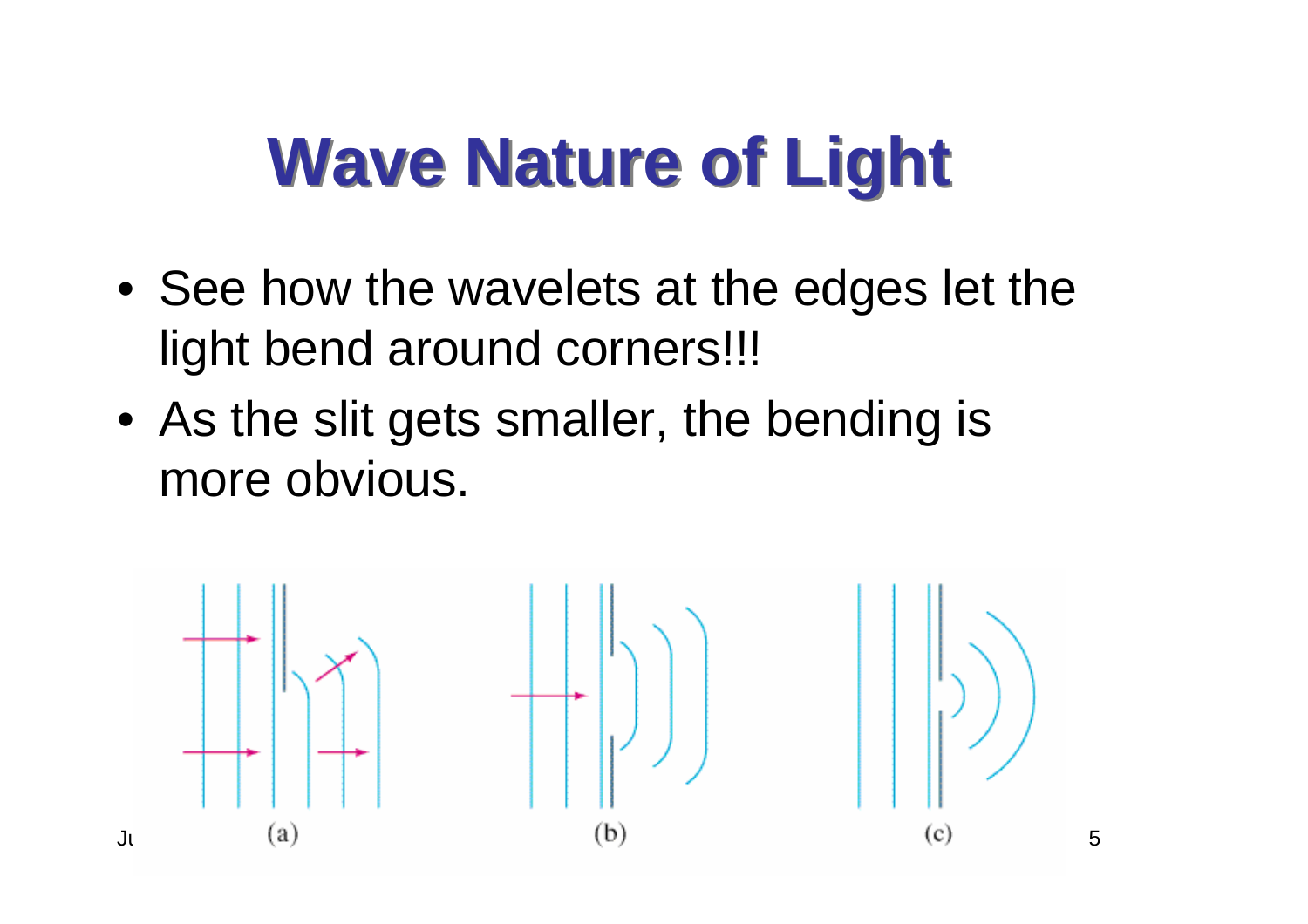# Wave Nature of Light

- See how the wavelets at the edges let the light bend around corners!!!
- As the slit gets smaller, the bending is more obvious.

(a) (b) (c)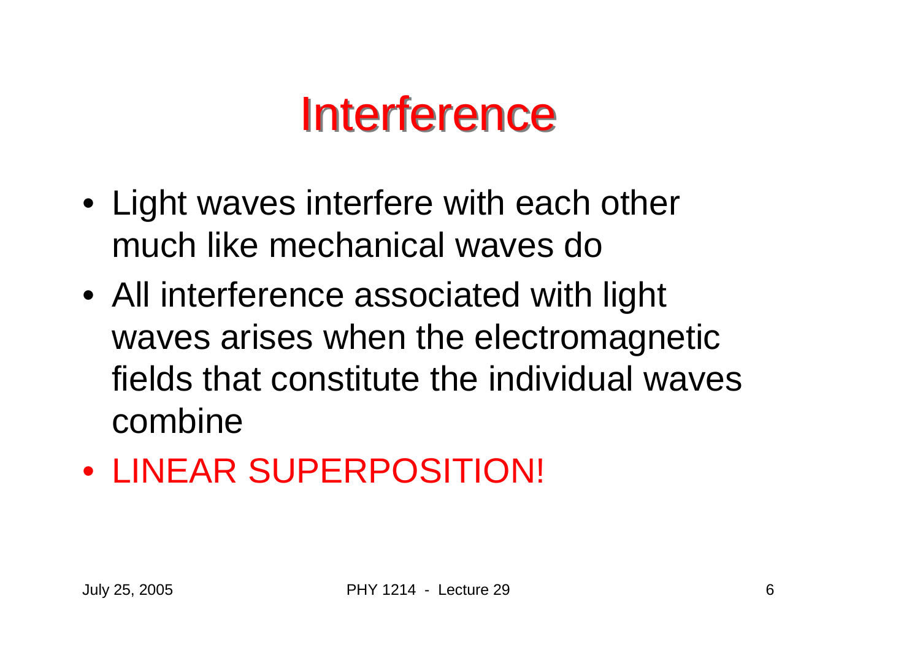# Interference

- Light waves interfere with each other much like mechanical waves do
- All interference associated with light waves arises when the electromagnetic fields that constitute the individual waves combine
- LINEAR SUPERPOSITION!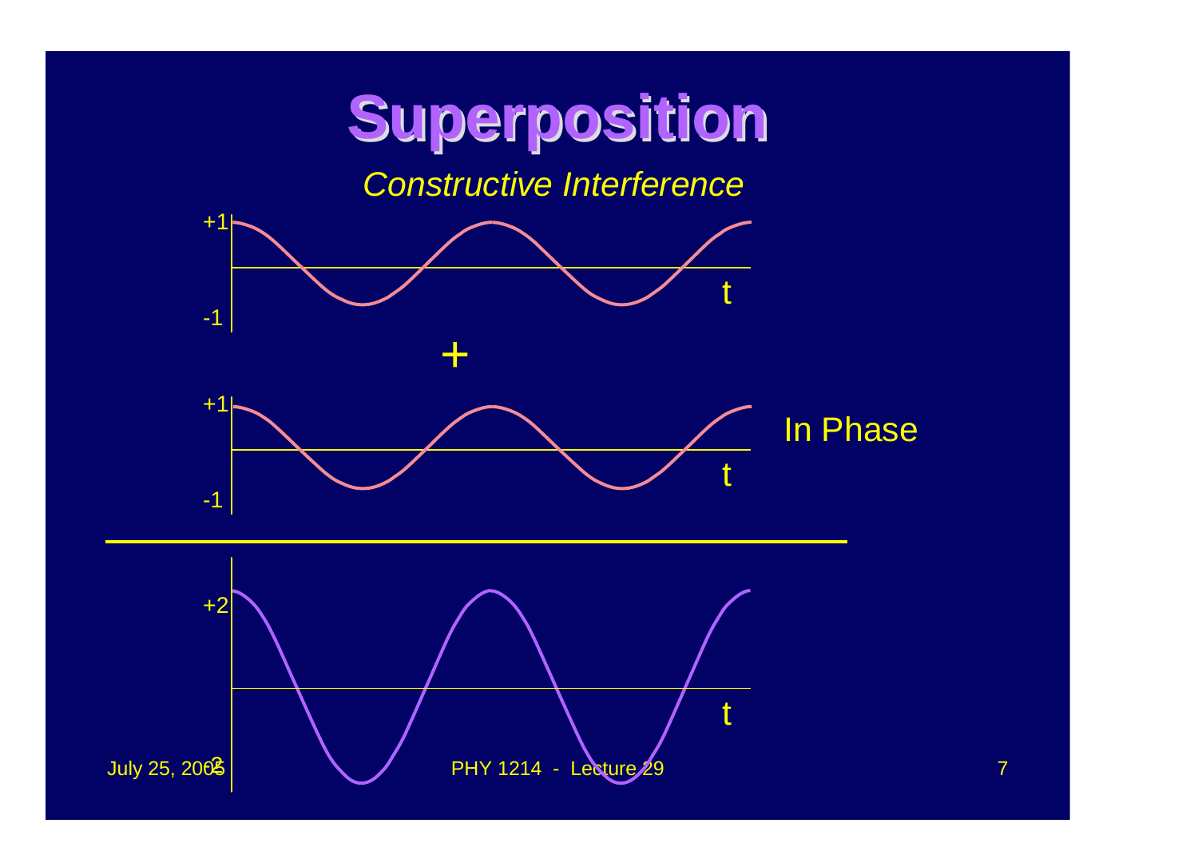# Superposition

*Constructive Interference*

+1

-1

t

+

+1

-1

t

In Phase

+2

-2

t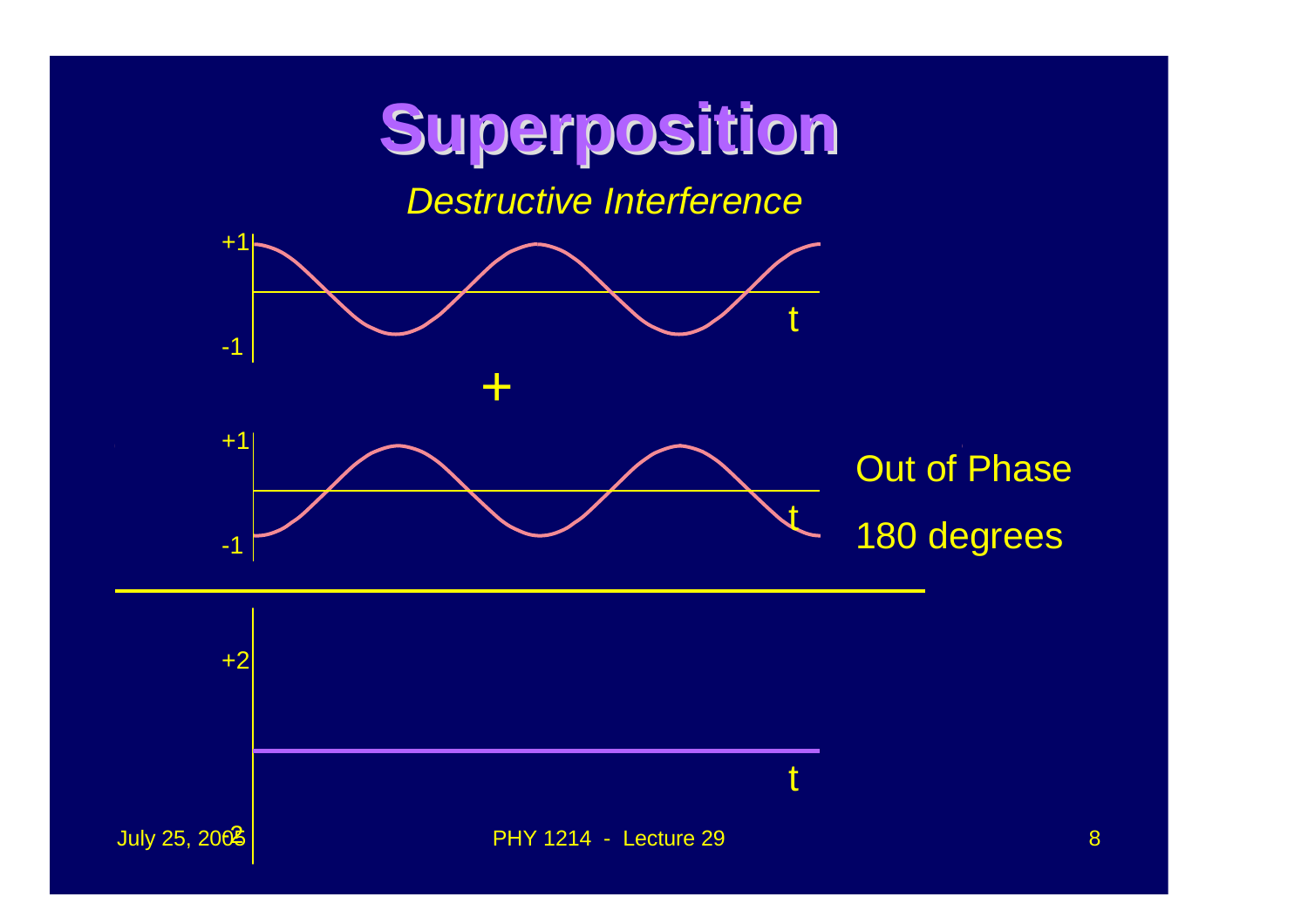# Superposition

*Destructive Interference*

+1

-1

t

+

+1

-1

t

Out of Phase

180 degrees

+2

-2

t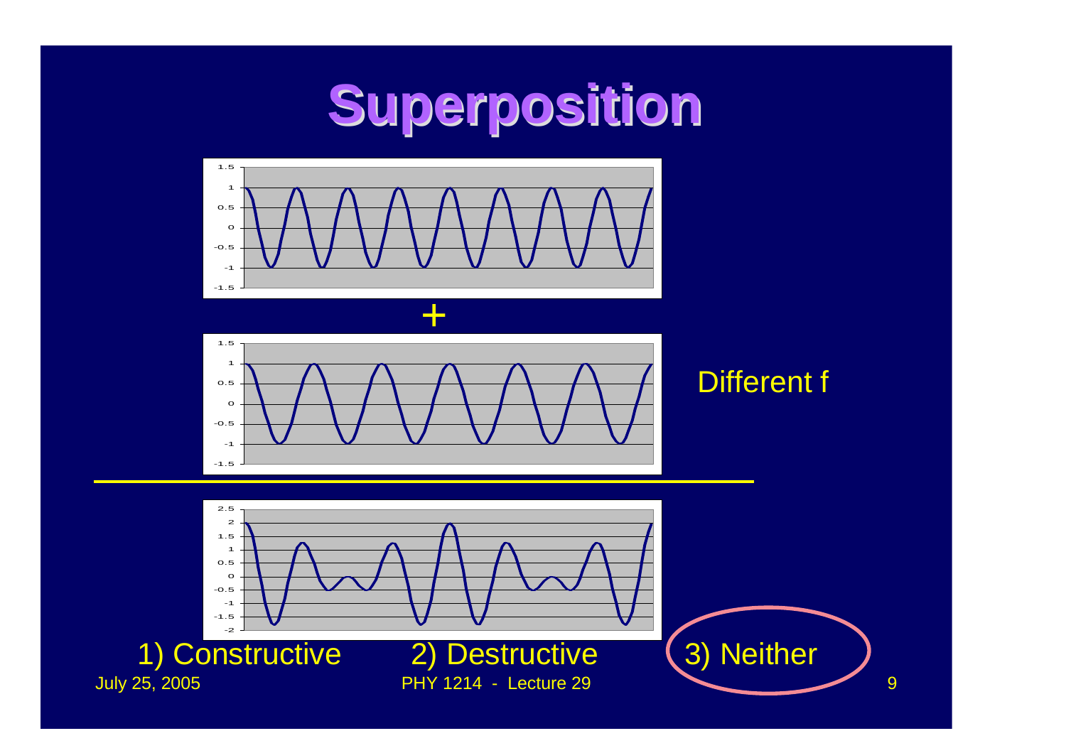# Superposition

+

Different f

1) Constructive    2) Destructive    3) Neither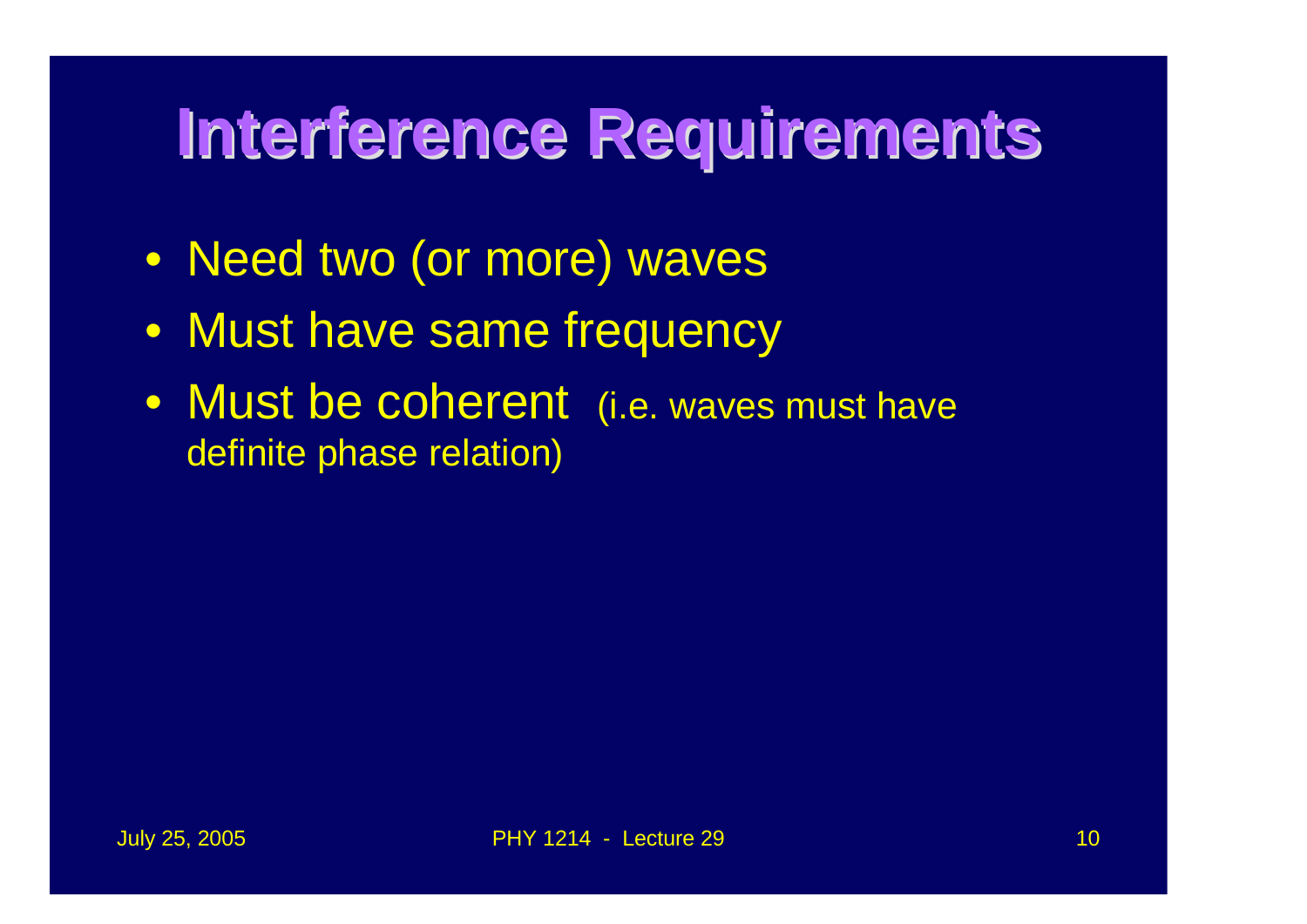# Interference Requirements

- Need two (or more) waves
- Must have same frequency
- Must be coherent (i.e. waves must have definite phase relation)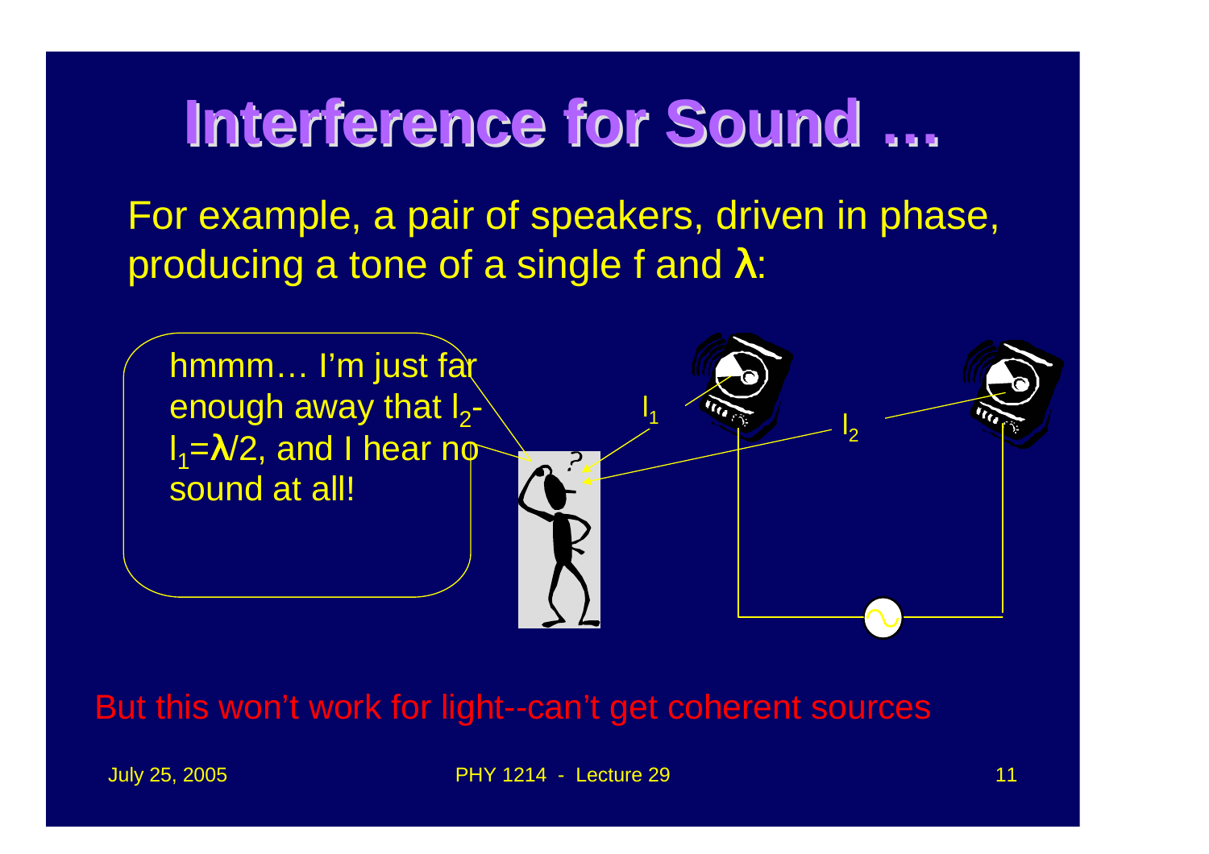# Interference for Sound …

For example, a pair of speakers, driven in phase, producing a tone of a single f and $\lambda$:

hmmm… I'm just far enough away that $l_2 - l_1 = \lambda/2$, and I hear no sound at all!

$l_1$

$l_2$

But this won't work for light--can't get coherent sources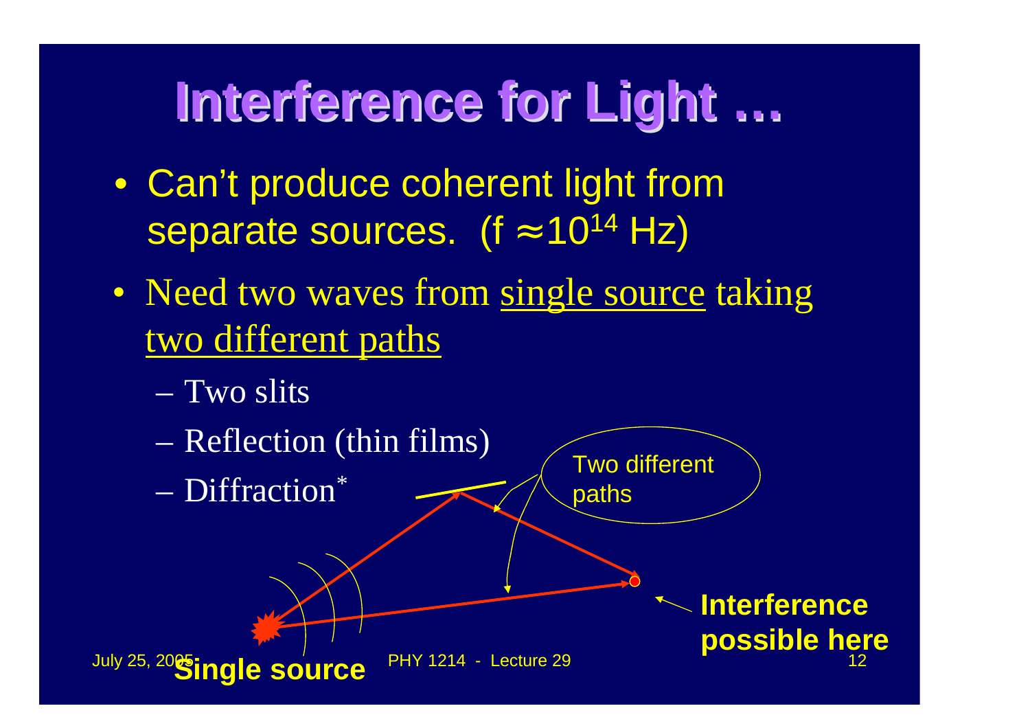# Interference for Light …

- Can't produce coherent light from separate sources. (f $\approx 10^{14}$ Hz)
- Need two waves from single source taking two different paths
  - Two slits
  - Reflection (thin films)
  - Diffraction*

Two different paths

Interference possible here

Single source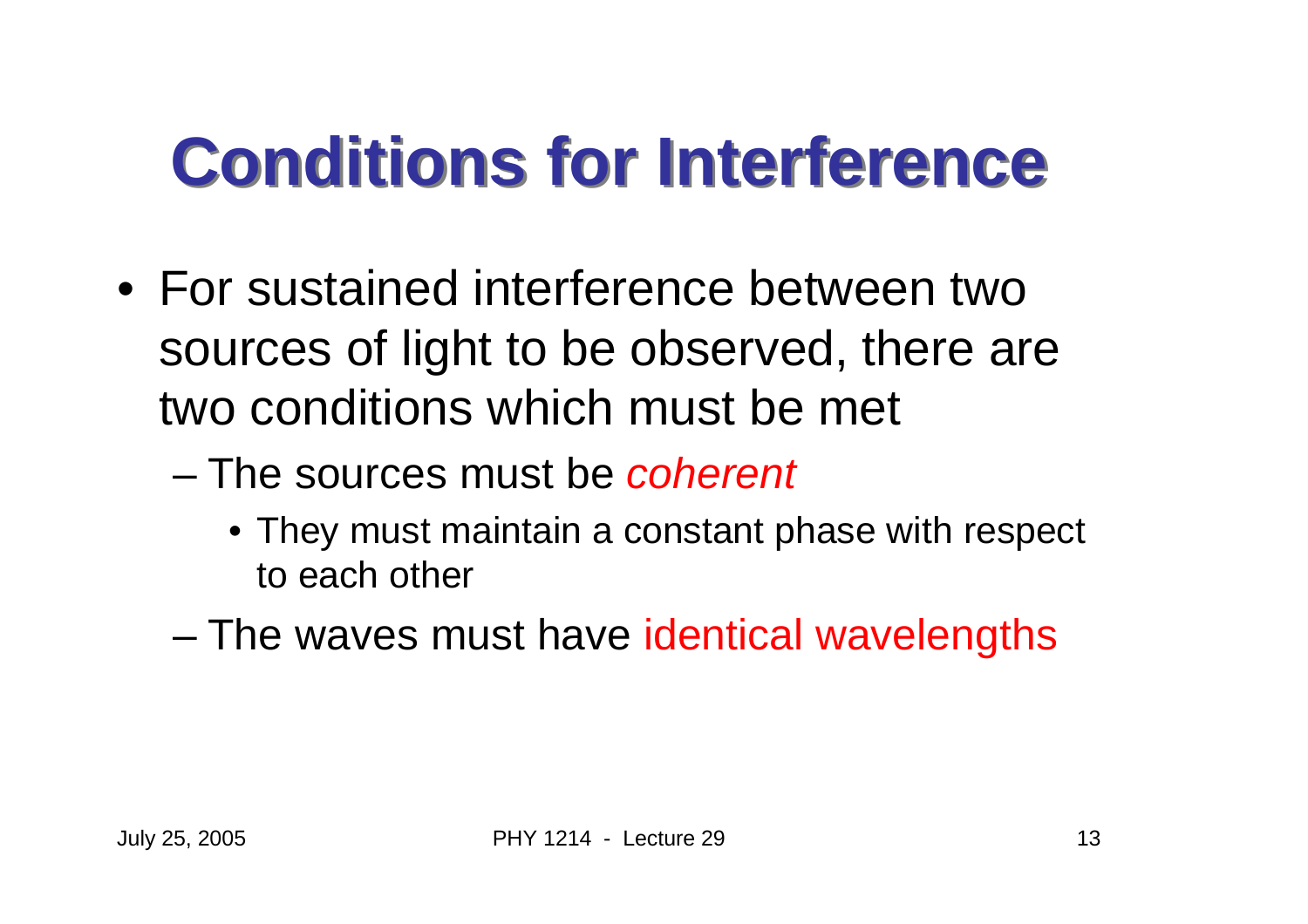# Conditions for Interference

- For sustained interference between two sources of light to be observed, there are two conditions which must be met
  - The sources must be *coherent*
    - They must maintain a constant phase with respect to each other
  - The waves must have identical wavelengths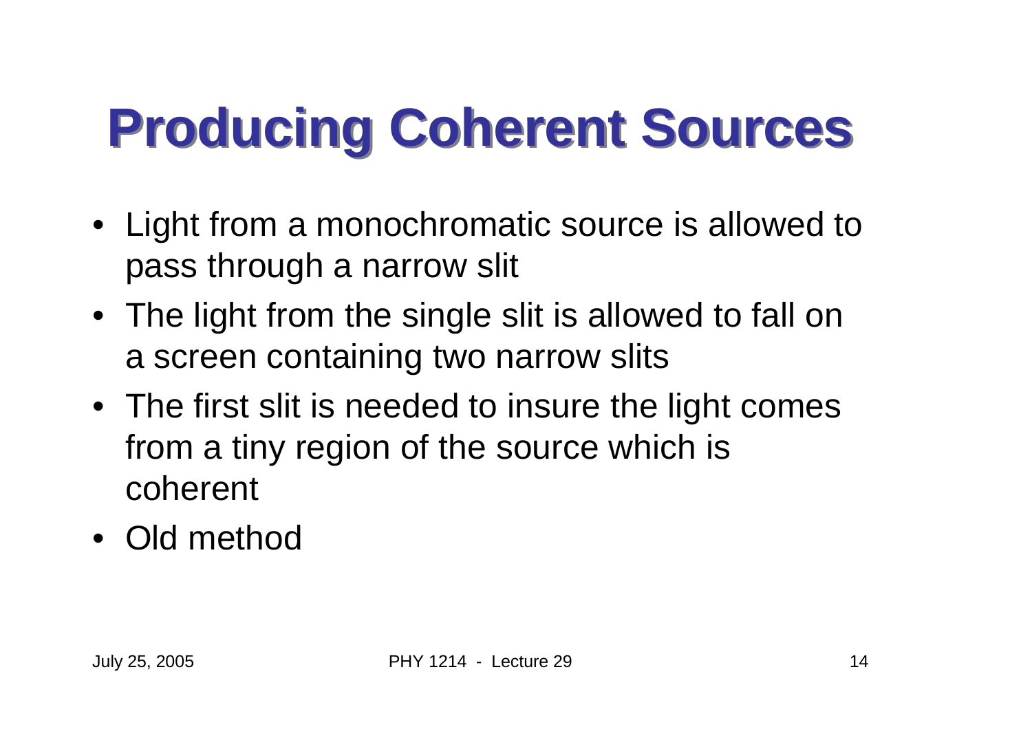# Producing Coherent Sources

- Light from a monochromatic source is allowed to pass through a narrow slit
- The light from the single slit is allowed to fall on a screen containing two narrow slits
- The first slit is needed to insure the light comes from a tiny region of the source which is coherent
- Old method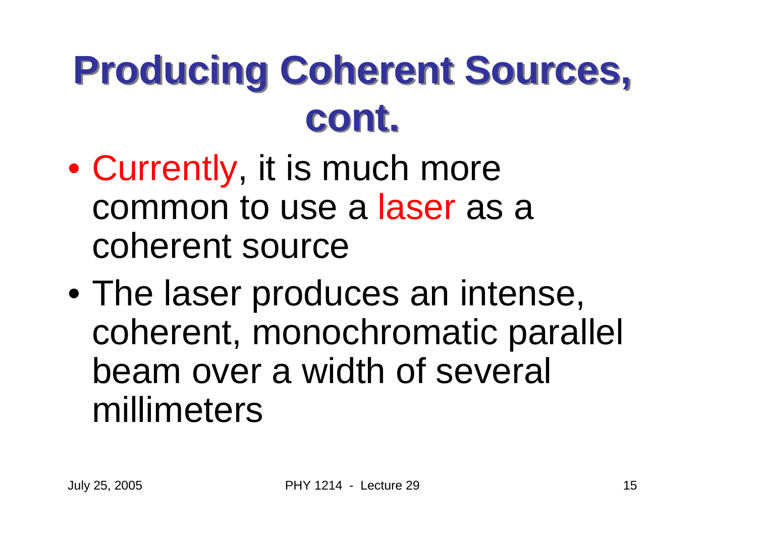# Producing Coherent Sources, cont.

- Currently, it is much more common to use a laser as a coherent source
- The laser produces an intense, coherent, monochromatic parallel beam over a width of several millimeters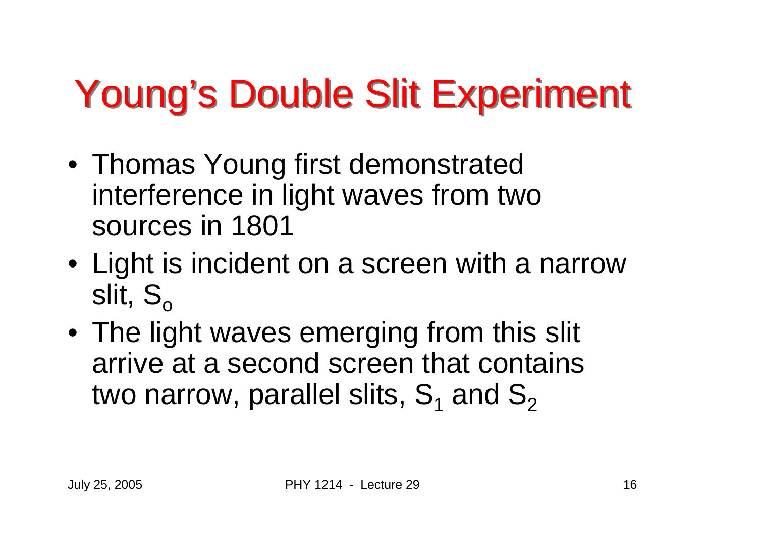# Young's Double Slit Experiment

- Thomas Young first demonstrated interference in light waves from two sources in 1801
- Light is incident on a screen with a narrow slit, $S_o$
- The light waves emerging from this slit arrive at a second screen that contains two narrow, parallel slits, $S_1$ and $S_2$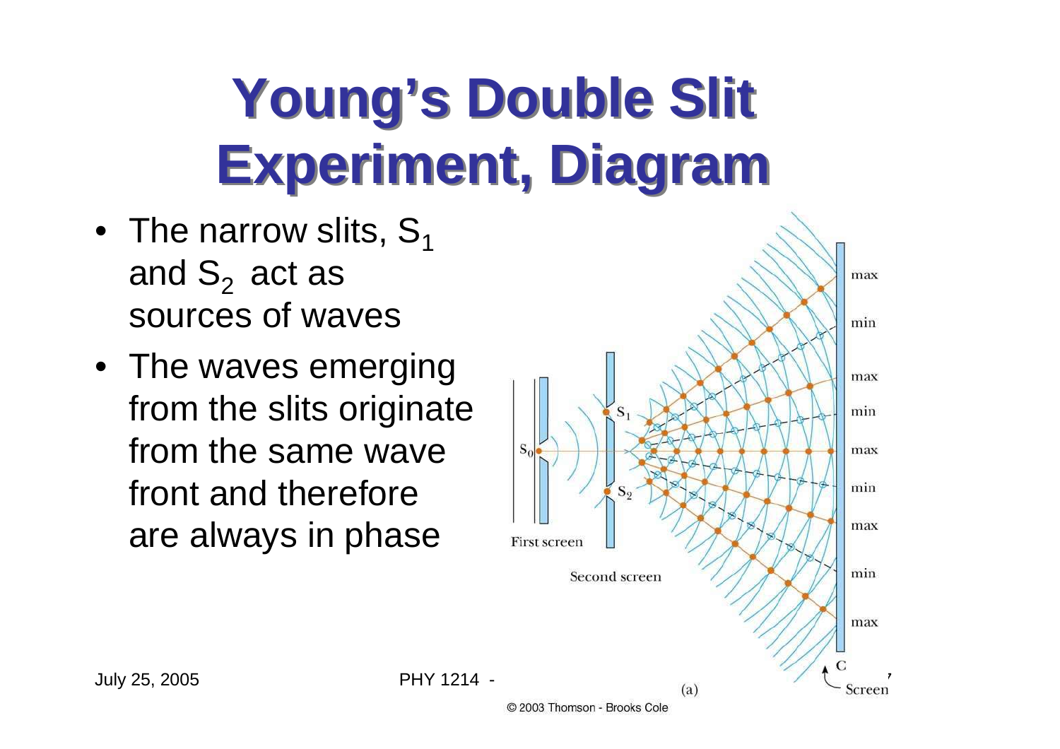# Young's Double Slit Experiment, Diagram

- The narrow slits, $S_1$ and $S_2$ act as sources of waves
- The waves emerging from the slits originate from the same wave front and therefore are always in phase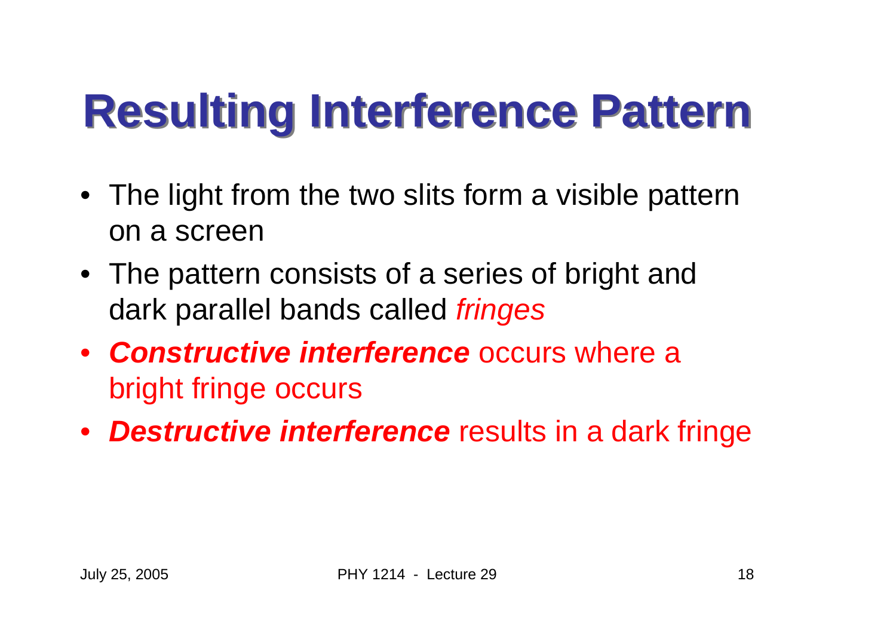# Resulting Interference Pattern

- The light from the two slits form a visible pattern on a screen
- The pattern consists of a series of bright and dark parallel bands called *fringes*
- ***Constructive interference*** occurs where a bright fringe occurs
- ***Destructive interference*** results in a dark fringe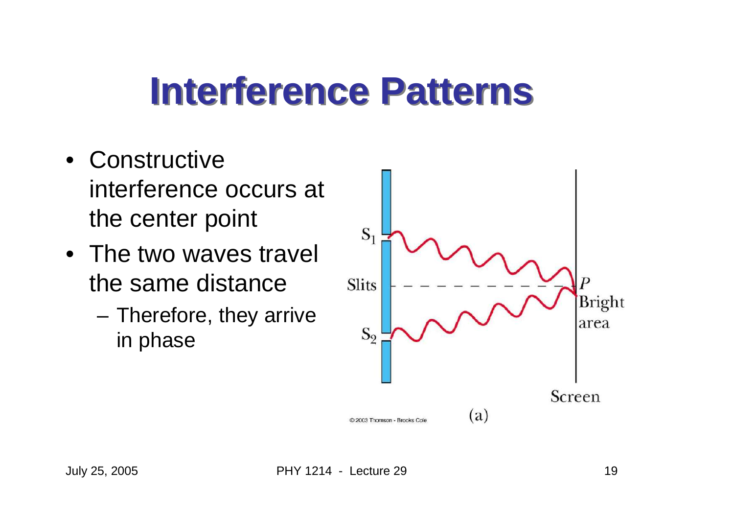# Interference Patterns

- Constructive interference occurs at the center point
- The two waves travel the same distance
  - Therefore, they arrive in phase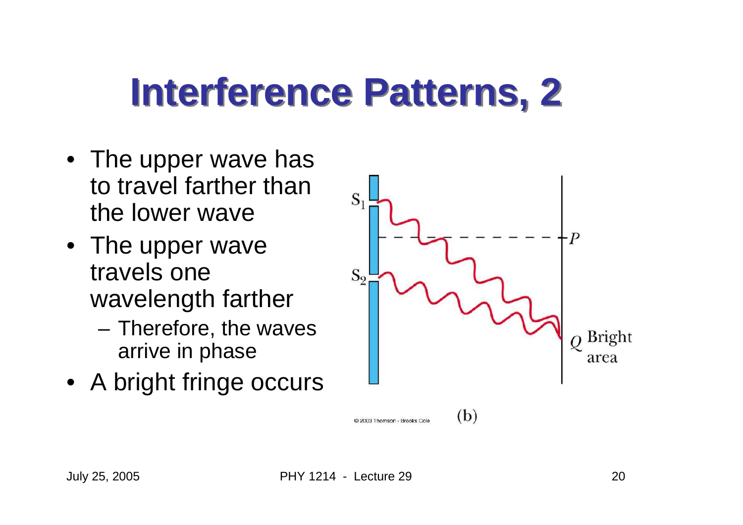# Interference Patterns, 2

- The upper wave has to travel farther than the lower wave
- The upper wave travels one wavelength farther
  - Therefore, the waves arrive in phase
- A bright fringe occurs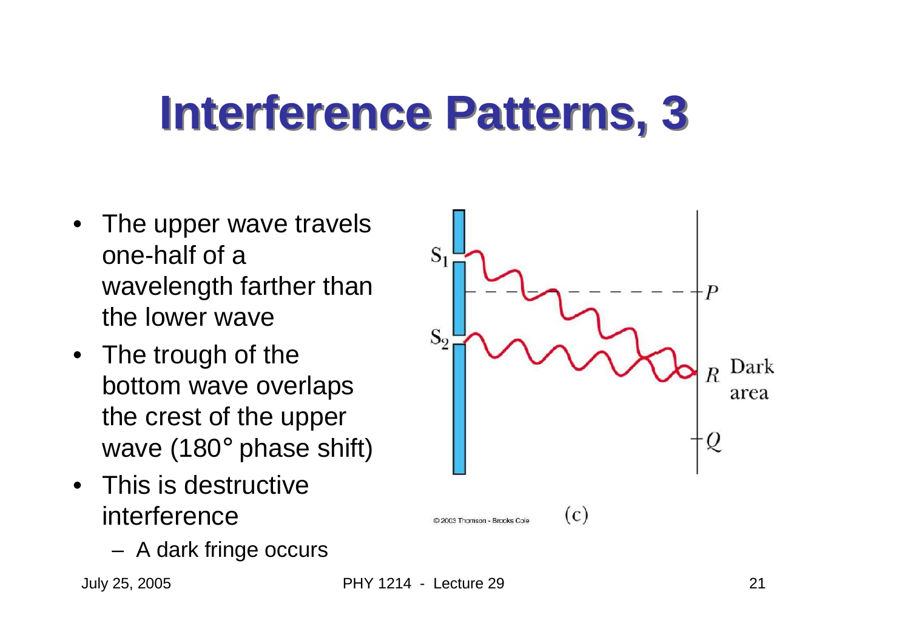# Interference Patterns, 3

- The upper wave travels one-half of a wavelength farther than the lower wave
- The trough of the bottom wave overlaps the crest of the upper wave (180° phase shift)
- This is destructive interference
  - A dark fringe occurs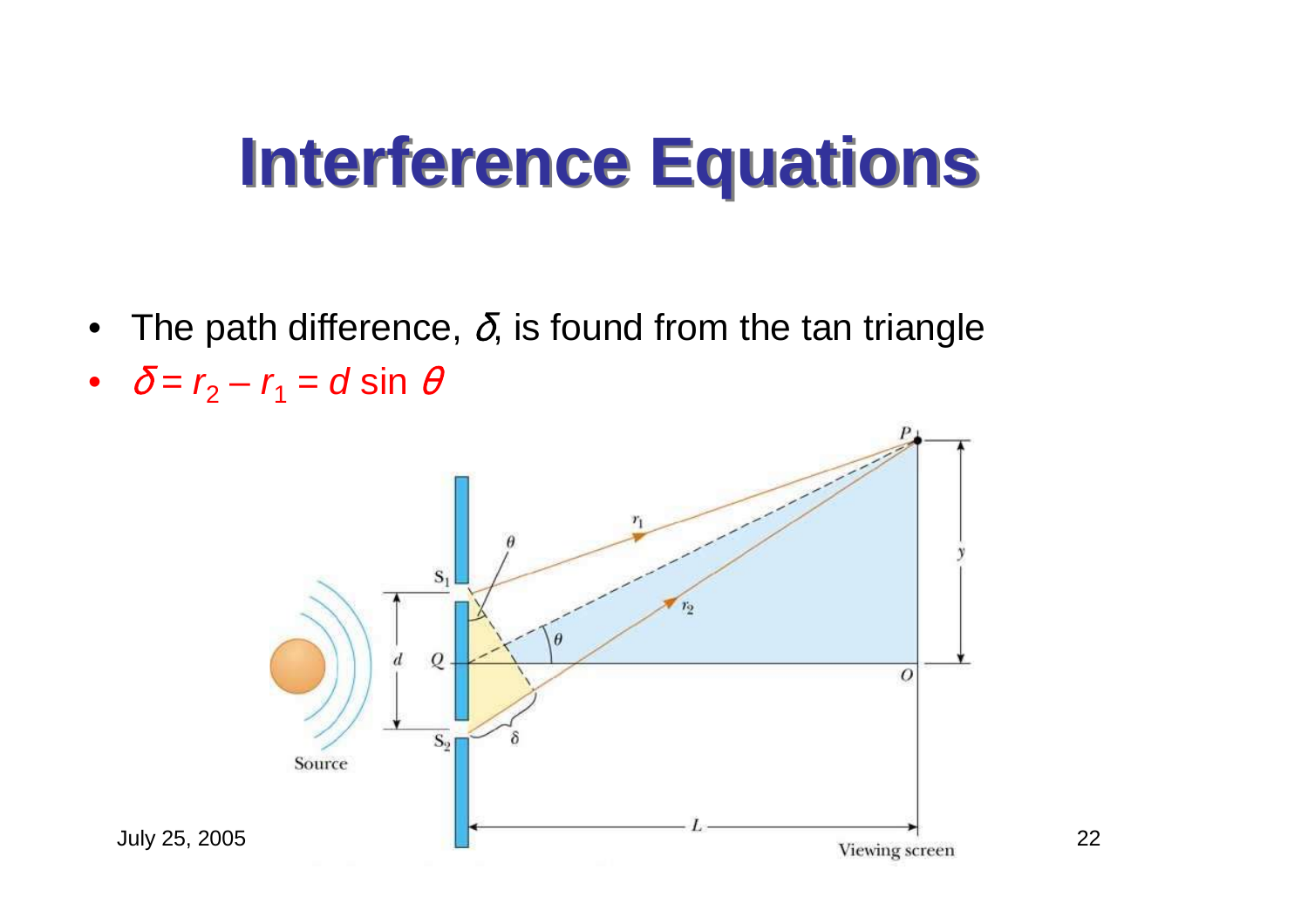# Interference Equations

- The path difference, $\delta$, is found from the tan triangle
- $\delta = r_2 - r_1 = d \sin \theta$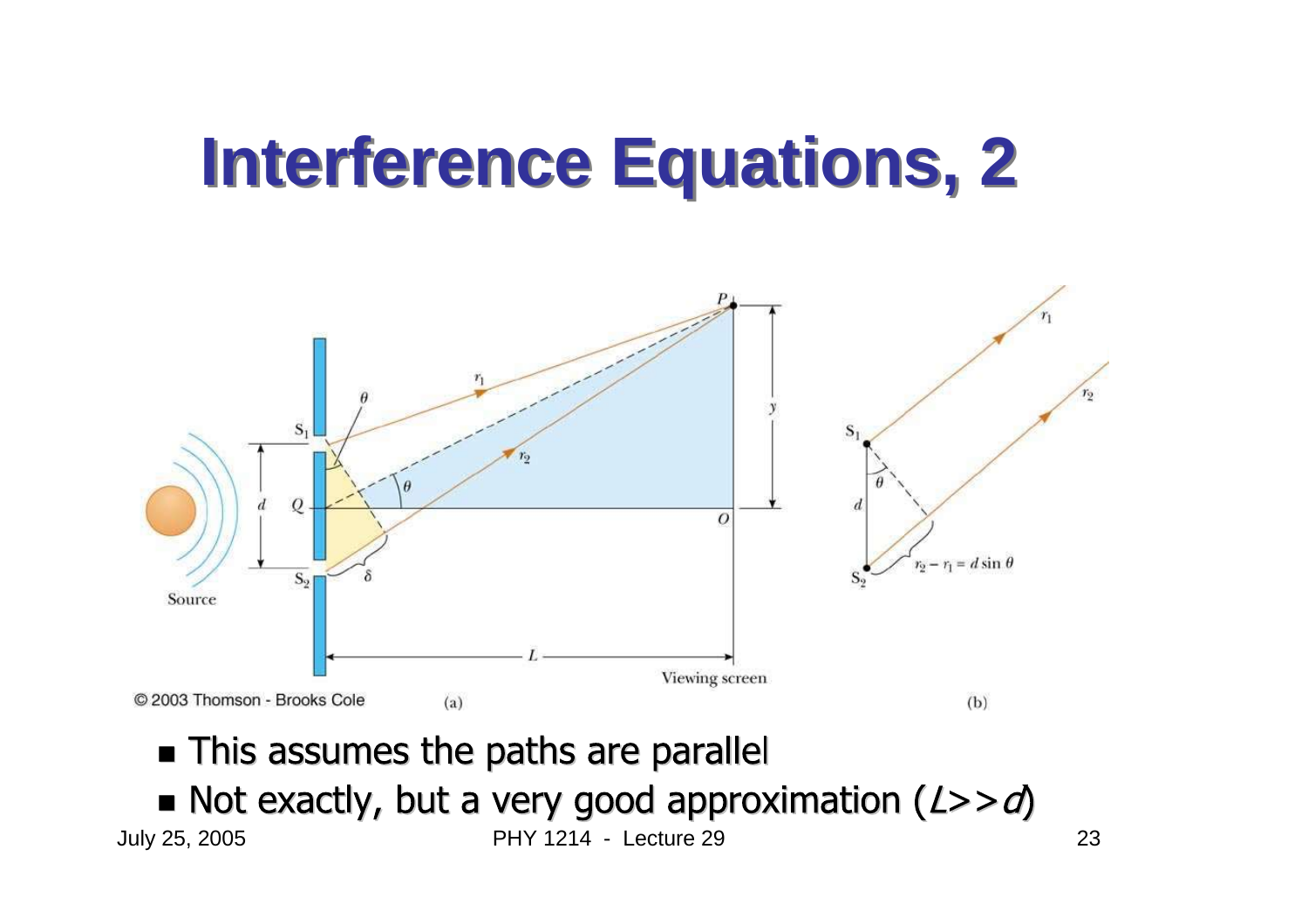# Interference Equations, 2

- This assumes the paths are parallel
- Not exactly, but a very good approximation ($L >> d$)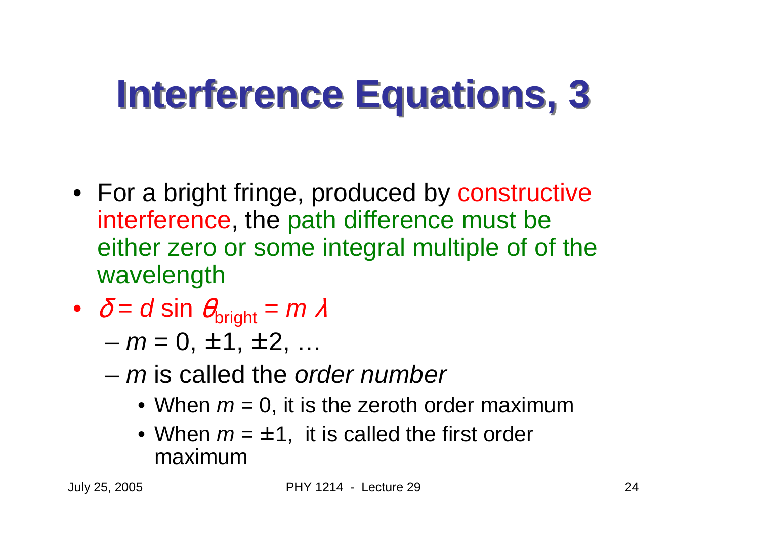# Interference Equations, 3

- For a bright fringe, produced by constructive interference, the path difference must be either zero or some integral multiple of of the wavelength
- $\delta = d \sin \theta_{\text{bright}} = m \lambda$
  - $m = 0, \pm 1, \pm 2, \ldots$
  - $m$ is called the *order number*
    - When $m = 0$, it is the zeroth order maximum
    - When $m = \pm 1$, it is called the first order maximum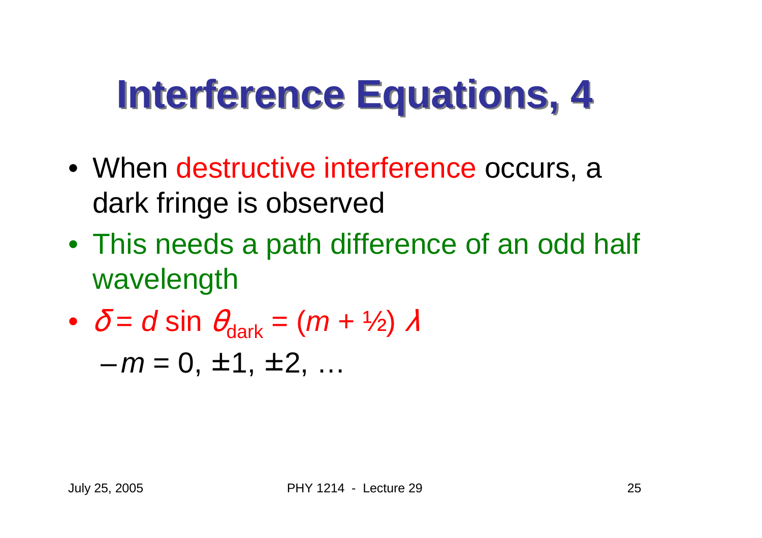# Interference Equations, 4

- When destructive interference occurs, a dark fringe is observed
- This needs a path difference of an odd half wavelength
- $\delta = d \sin \theta_{\text{dark}} = (m + ½) \lambda$
  - $m = 0, \pm 1, \pm 2, \ldots$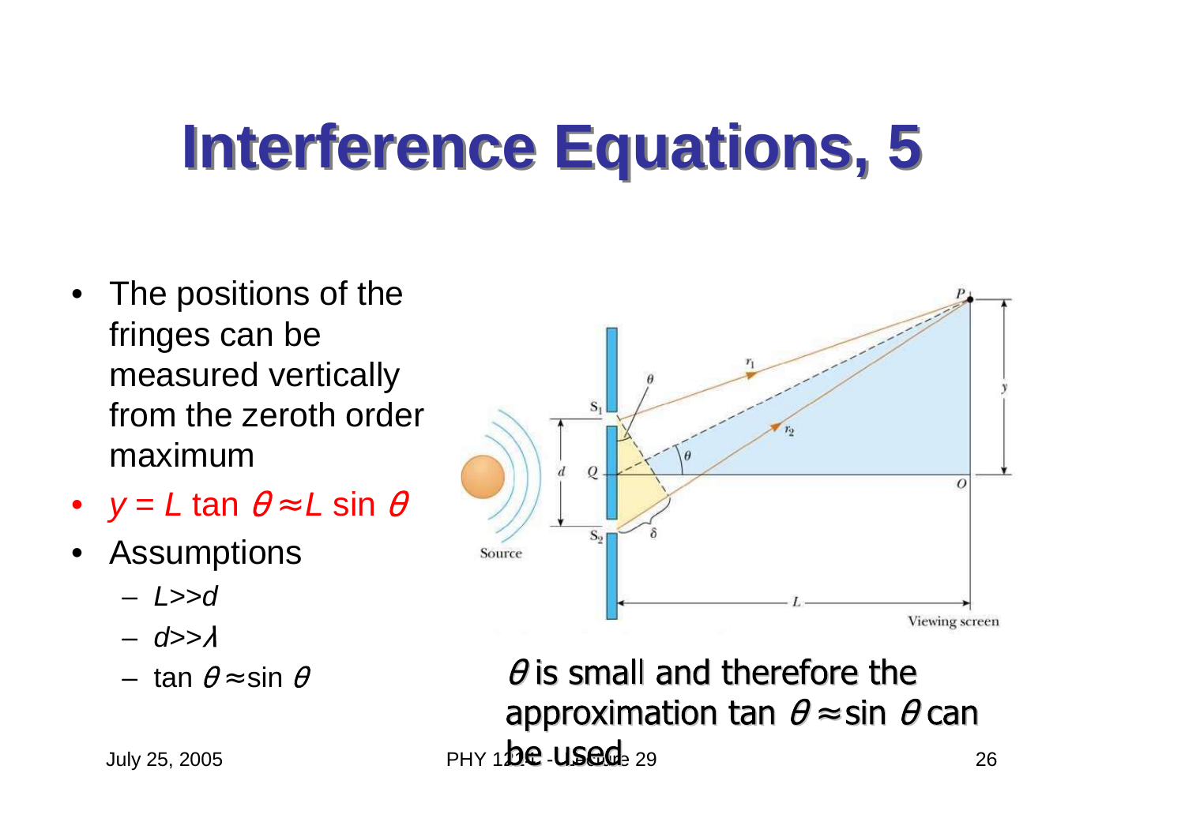# Interference Equations, 5

- The positions of the fringes can be measured vertically from the zeroth order maximum
- $y = L \tan \theta \approx L \sin \theta$
- Assumptions
  - $L >> d$
  - $d >> \lambda$
  - $\tan \theta \approx \sin \theta$

$\theta$ is small and therefore the approximation $\tan \theta \approx \sin \theta$ can be used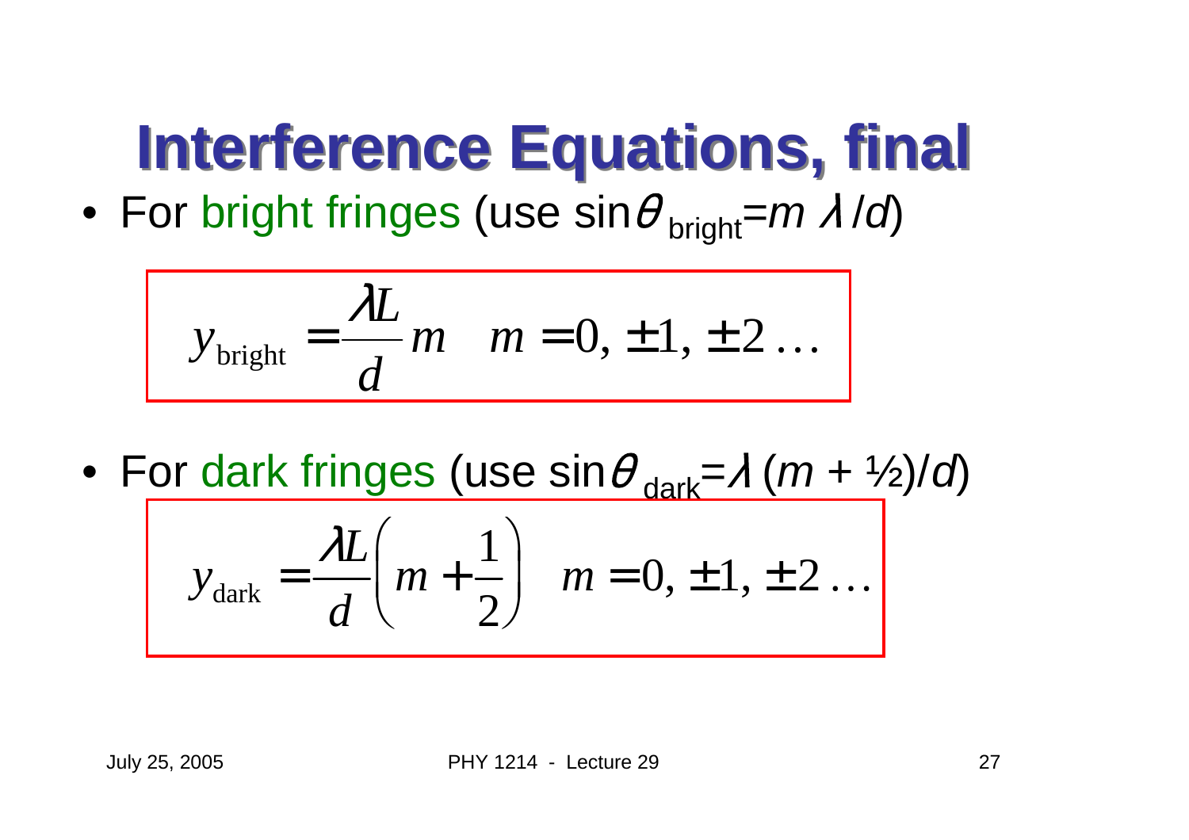# Interference Equations, final

- For bright fringes (use $\sin\theta_{\text{bright}} = m\lambda/d$)

$$y_{\text{bright}} = \frac{\lambda L}{d} m \quad m = 0, \pm 1, \pm 2 \ldots$$

- For dark fringes (use $\sin\theta_{\text{dark}} = \lambda(m + ½)/d$)

$$y_{\text{dark}} = \frac{\lambda L}{d}\left(m + \frac{1}{2}\right) \quad m = 0, \pm 1, \pm 2 \ldots$$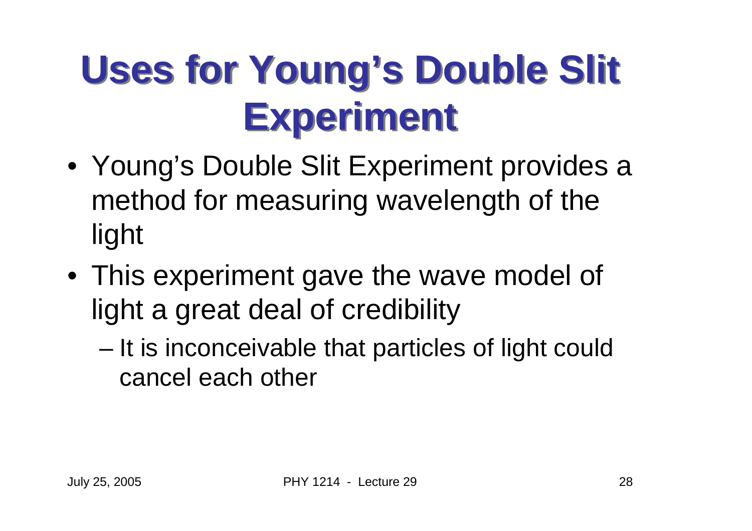# Uses for Young's Double Slit Experiment

- Young's Double Slit Experiment provides a method for measuring wavelength of the light
- This experiment gave the wave model of light a great deal of credibility
  - It is inconceivable that particles of light could cancel each other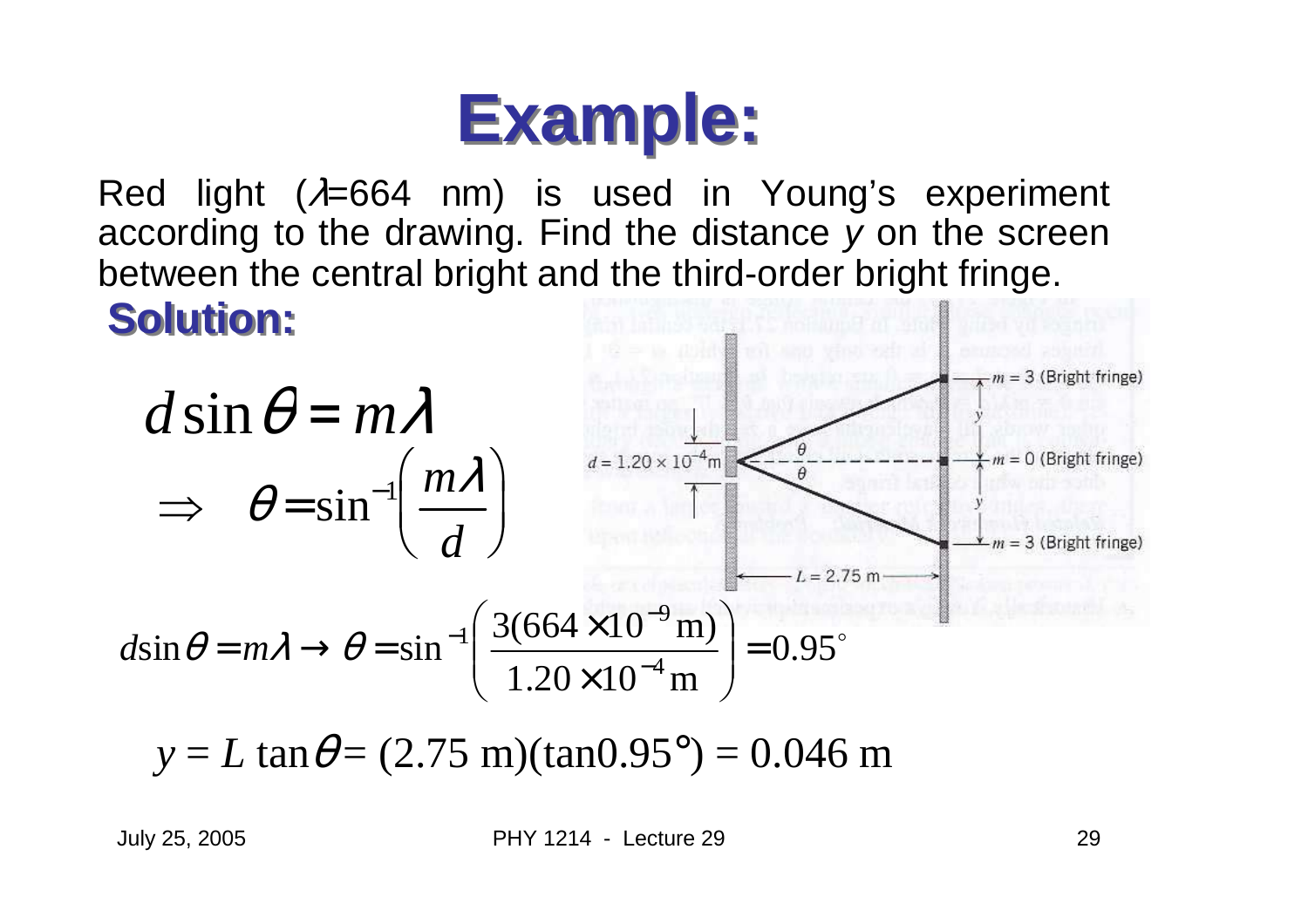# Example:

Red light ($\lambda$=664 nm) is used in Young's experiment according to the drawing. Find the distance *y* on the screen between the central bright and the third-order bright fringe.

## Solution:

$$d \sin\theta = m\lambda$$

$$\Rightarrow \quad \theta = \sin^{-1}\left(\frac{m\lambda}{d}\right)$$

$$d\sin\theta = m\lambda \rightarrow \theta = \sin^{-1}\left(\frac{3(664\times10^{-9}\,\text{m})}{1.20\times10^{-4}\,\text{m}}\right) = 0.95^{\circ}$$

$$y = L\tan\theta = (2.75\text{ m})(\tan 0.95°) = 0.046\text{ m}$$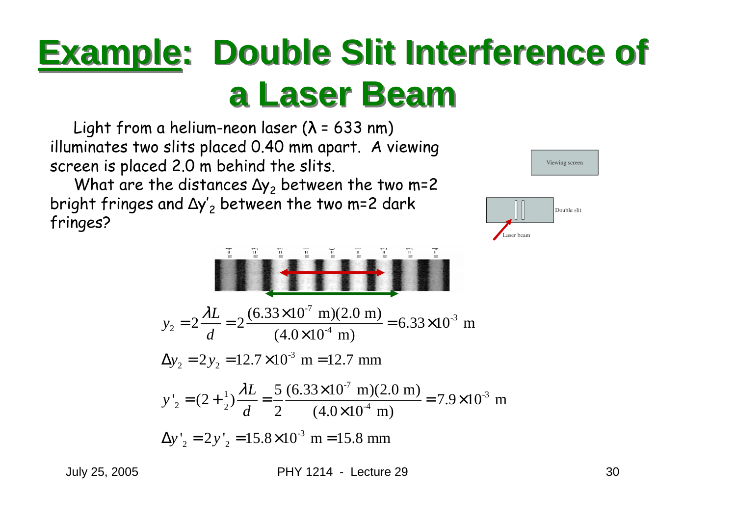# Example: Double Slit Interference of a Laser Beam

Light from a helium-neon laser ($\lambda$ = 633 nm) illuminates two slits placed 0.40 mm apart. A viewing screen is placed 2.0 m behind the slits.

What are the distances $\Delta y_2$ between the two m=2 bright fringes and $\Delta y'_2$ between the two m=2 dark fringes?

$$y_2 = 2\frac{\lambda L}{d} = 2\frac{(6.33\times10^{-7}\text{ m})(2.0\text{ m})}{(4.0\times10^{-4}\text{ m})} = 6.33\times10^{-3}\text{ m}$$

$$\Delta y_2 = 2y_2 = 12.7\times10^{-3}\text{ m} = 12.7\text{ mm}$$

$$y'_2 = (2+\tfrac{1}{2})\frac{\lambda L}{d} = \frac{5}{2}\frac{(6.33\times10^{-7}\text{ m})(2.0\text{ m})}{(4.0\times10^{-4}\text{ m})} = 7.9\times10^{-3}\text{ m}$$

$$\Delta y'_2 = 2y'_2 = 15.8\times10^{-3}\text{ m} = 15.8\text{ mm}$$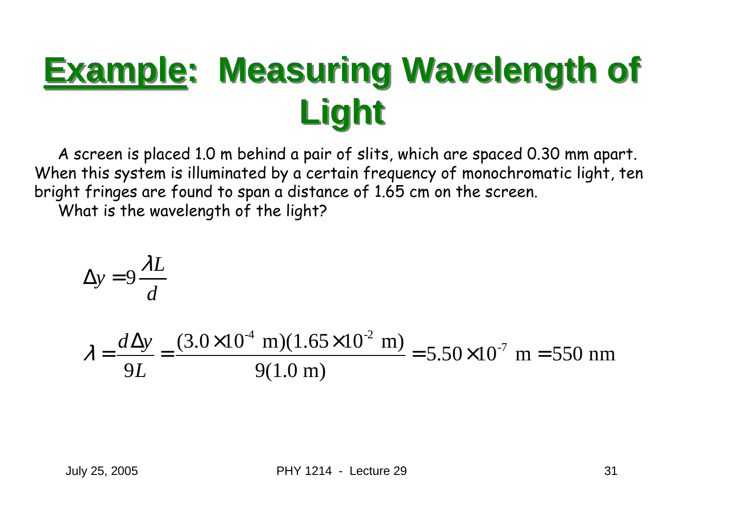# Example: Measuring Wavelength of Light

A screen is placed 1.0 m behind a pair of slits, which are spaced 0.30 mm apart. When this system is illuminated by a certain frequency of monochromatic light, ten bright fringes are found to span a distance of 1.65 cm on the screen.

What is the wavelength of the light?

$$\Delta y = 9\frac{\lambda L}{d}$$

$$\lambda = \frac{d\Delta y}{9L} = \frac{(3.0\times 10^{-4}\text{ m})(1.65\times 10^{-2}\text{ m})}{9(1.0\text{ m})} = 5.50\times 10^{-7}\text{ m} = 550\text{ nm}$$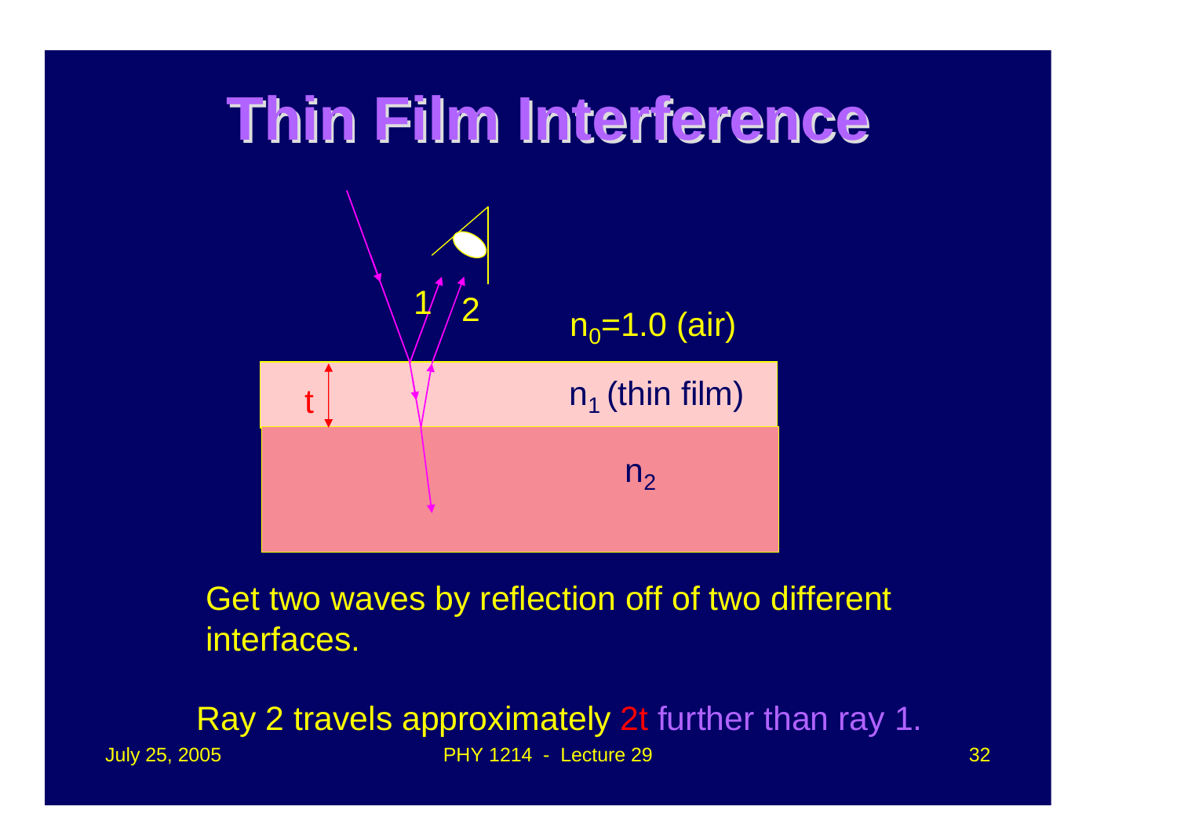# Thin Film Interference

1

2

$n_0$=1.0 (air)

t

$n_1$ (thin film)

$n_2$

Get two waves by reflection off of two different interfaces.

Ray 2 travels approximately 2t further than ray 1.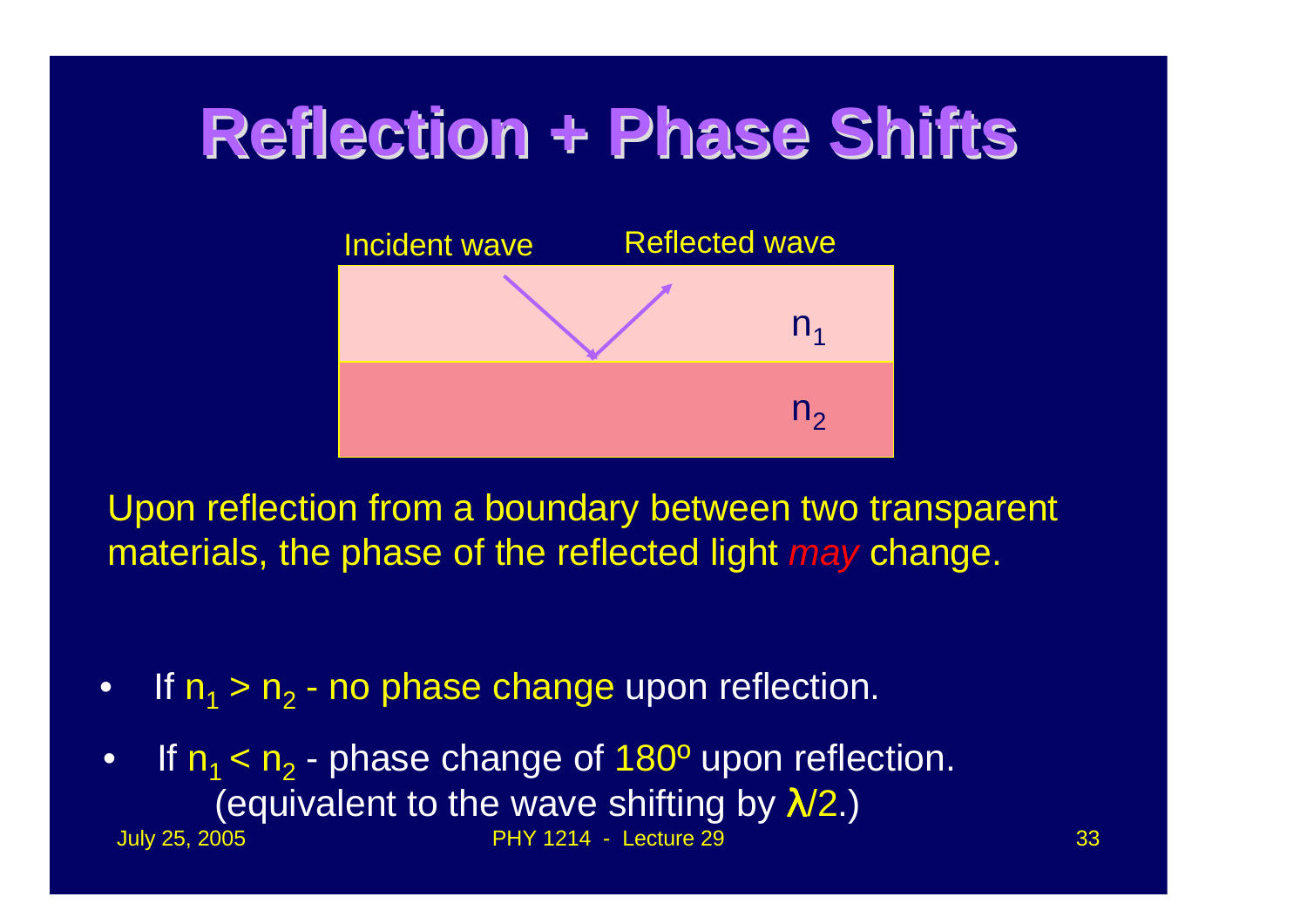# Reflection + Phase Shifts

Incident wave    Reflected wave

$n_1$

$n_2$

Upon reflection from a boundary between two transparent materials, the phase of the reflected light *may* change.

- If $n_1 > n_2$ - no phase change upon reflection.
- If $n_1 < n_2$ - phase change of $180^{\circ}$ upon reflection. (equivalent to the wave shifting by $\lambda/2$.)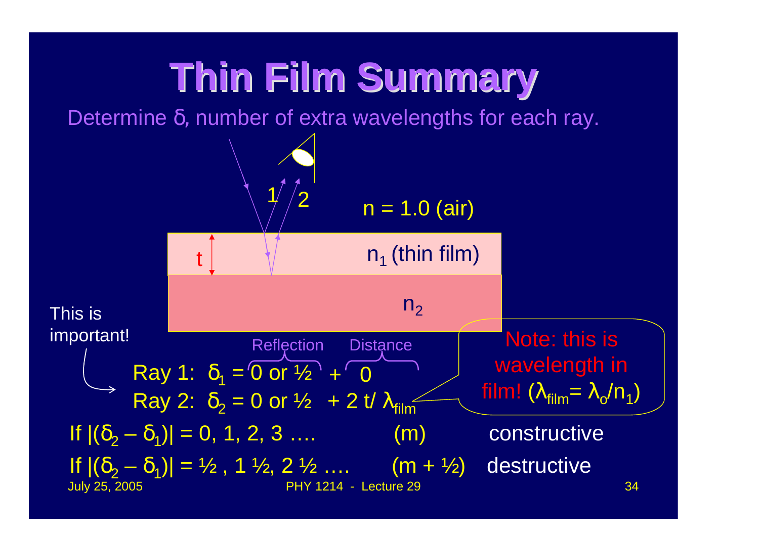# Thin Film Summary

Determine δ, number of extra wavelengths for each ray.

1 2

n = 1.0 (air)

t

$n_1$ (thin film)

$n_2$

This is important!

Reflection Distance

Ray 1: $\delta_1 = 0 \text{ or } \frac{1}{2} + 0$

Ray 2: $\delta_2 = 0 \text{ or } \frac{1}{2} + 2\,t/\lambda_{film}$

Note: this is wavelength in film! ($\lambda_{film} = \lambda_o/n_1$)

If $|(\delta_2 - \delta_1)| = 0, 1, 2, 3 \ldots$ (m) constructive

If $|(\delta_2 - \delta_1)| = \frac{1}{2}, 1\frac{1}{2}, 2\frac{1}{2} \ldots$ (m + ½) destructive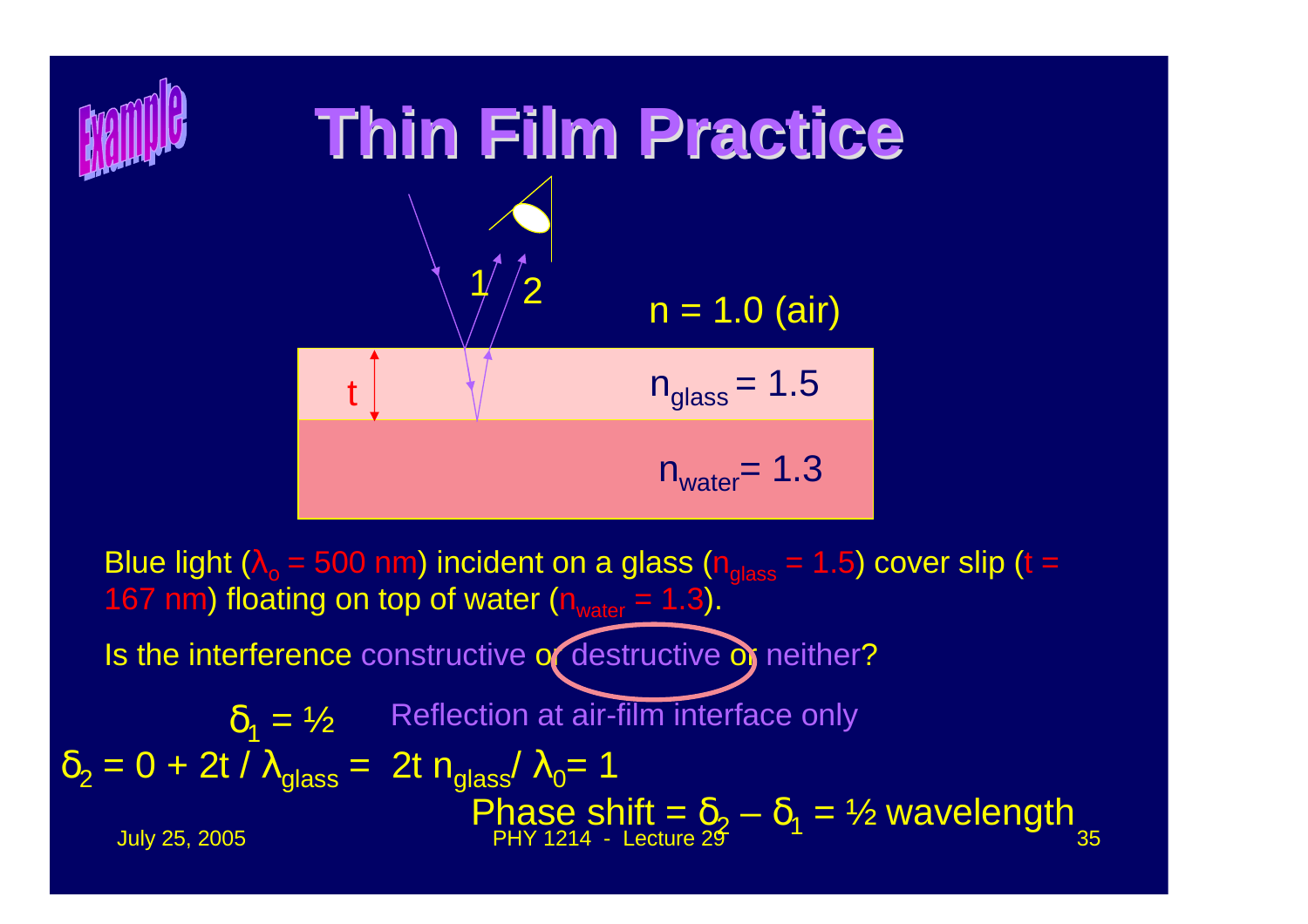# Thin Film Practice

Example

1 2

$n = 1.0$ (air)

t

$n_{glass} = 1.5$

$n_{water} = 1.3$

Blue light ($\lambda_o = 500$ nm) incident on a glass ($n_{glass} = 1.5$) cover slip ($t = 167$ nm) floating on top of water ($n_{water} = 1.3$).

Is the interference constructive or destructive or neither?

$\delta_1 = ½$ Reflection at air-film interface only

$\delta_2 = 0 + 2t / \lambda_{glass} = 2t\, n_{glass} / \lambda_0 = 1$

Phase shift $= \delta_2 - \delta_1 = ½$ wavelength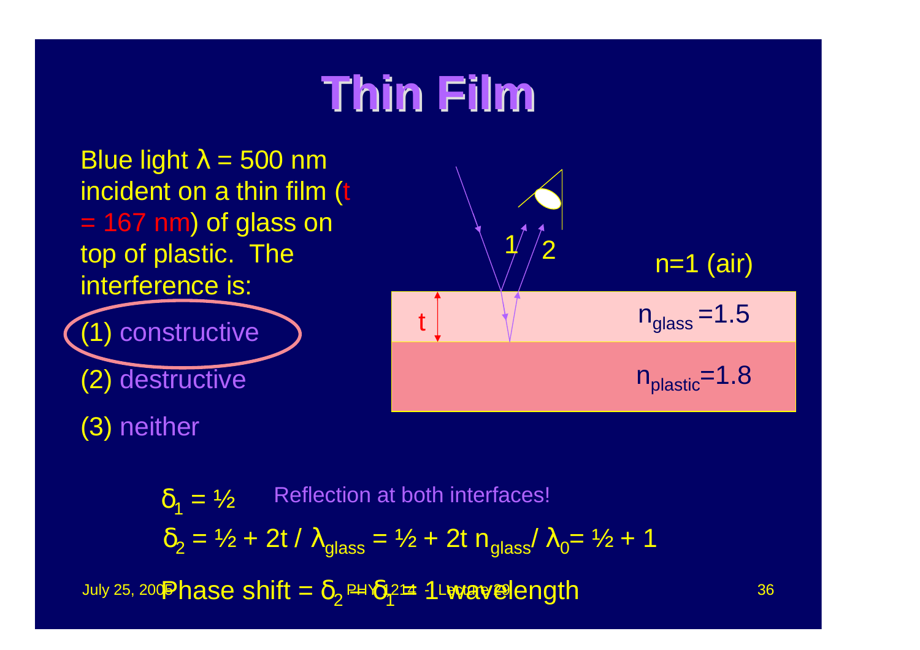# Thin Film

Blue light $\lambda$ = 500 nm incident on a thin film (t = 167 nm) of glass on top of plastic. The interference is:

(1) constructive

(2) destructive

(3) neither

n=1 (air)

$n_{glass}$ =1.5

$n_{plastic}$=1.8

$\delta_1 = ½$ Reflection at both interfaces!

$\delta_2 = ½ + 2t / \lambda_{glass} = ½ + 2t\, n_{glass} / \lambda_0 = ½ + 1$

Phase shift = $\delta_2 - \delta_1$ = 1 wavelength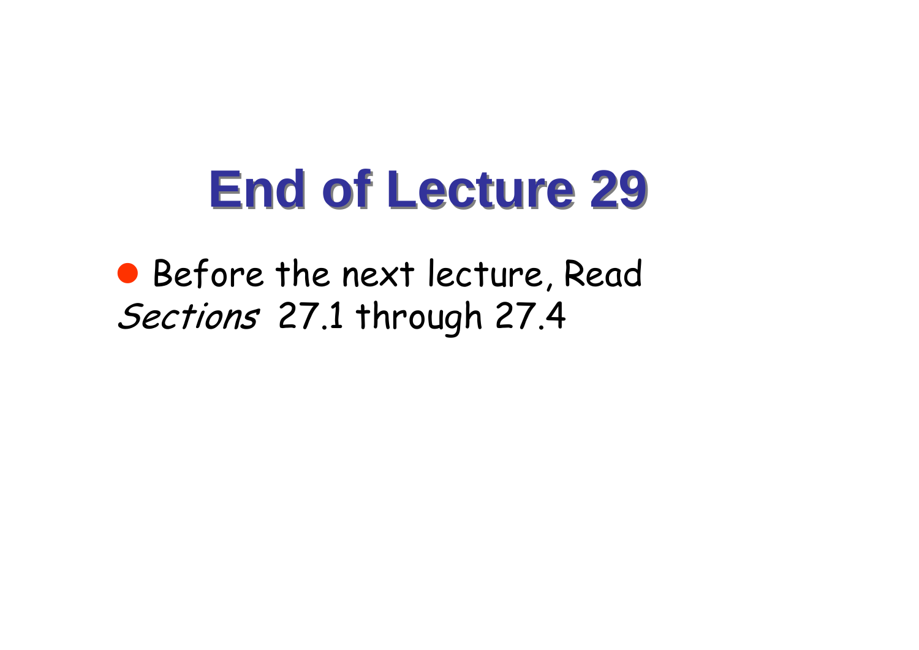# End of Lecture 29

- Before the next lecture, Read *Sections* 27.1 through 27.4